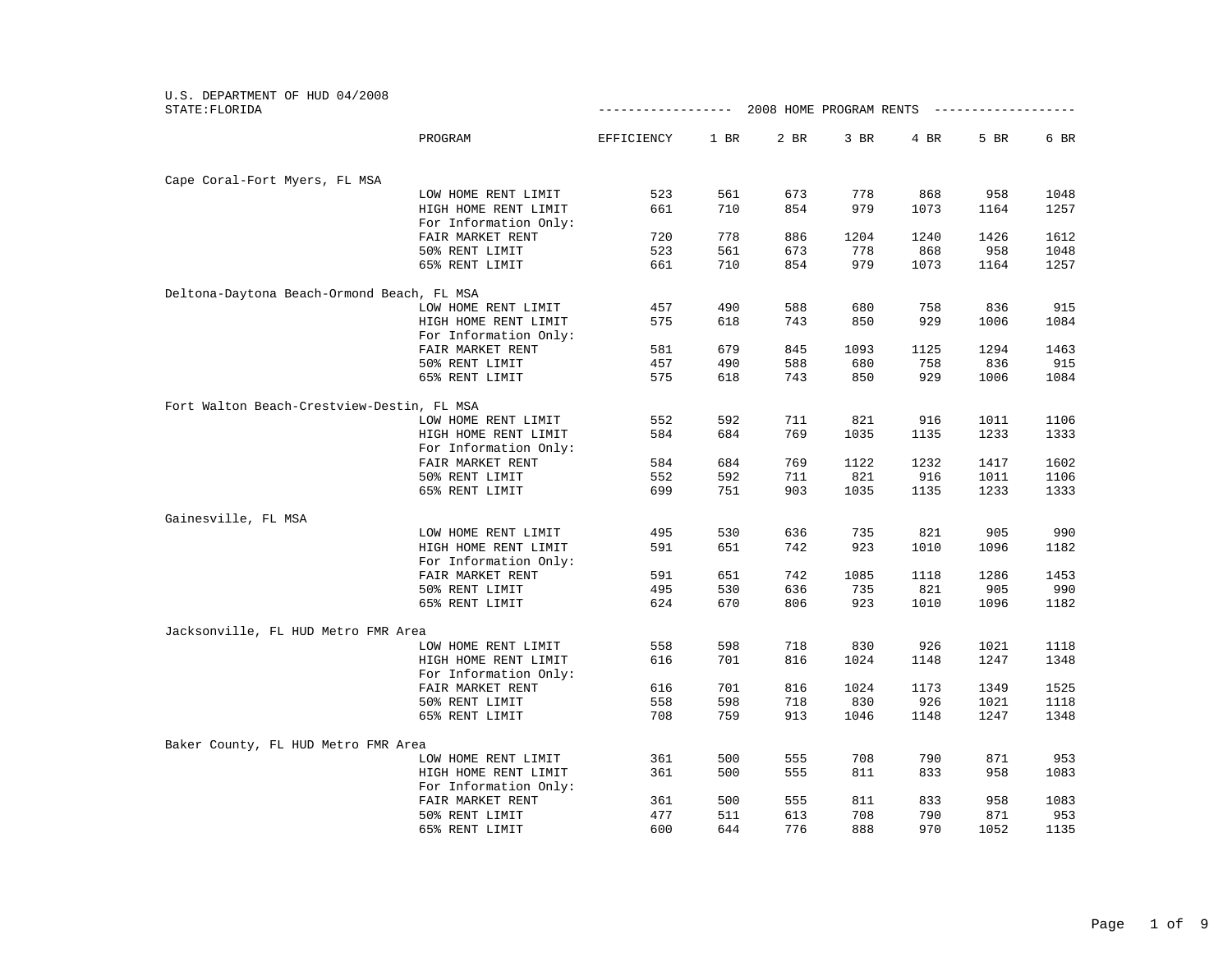U.S. DEPARTMENT OF HUD 04/2008
STATE:FLORIDA

2008 HOME PROGRAM RENTS

| | PROGRAM | EFFICIENCY | 1 BR | 2 BR | 3 BR | 4 BR | 5 BR | 6 BR |
|---|---|---|---|---|---|---|---|---|
| Cape Coral-Fort Myers, FL MSA | | | | | | | | |
| | LOW HOME RENT LIMIT | 523 | 561 | 673 | 778 | 868 | 958 | 1048 |
| | HIGH HOME RENT LIMIT | 661 | 710 | 854 | 979 | 1073 | 1164 | 1257 |
| | For Information Only: | | | | | | | |
| | FAIR MARKET RENT | 720 | 778 | 886 | 1204 | 1240 | 1426 | 1612 |
| | 50% RENT LIMIT | 523 | 561 | 673 | 778 | 868 | 958 | 1048 |
| | 65% RENT LIMIT | 661 | 710 | 854 | 979 | 1073 | 1164 | 1257 |
| Deltona-Daytona Beach-Ormond Beach, FL MSA | | | | | | | | |
| | LOW HOME RENT LIMIT | 457 | 490 | 588 | 680 | 758 | 836 | 915 |
| | HIGH HOME RENT LIMIT | 575 | 618 | 743 | 850 | 929 | 1006 | 1084 |
| | For Information Only: | | | | | | | |
| | FAIR MARKET RENT | 581 | 679 | 845 | 1093 | 1125 | 1294 | 1463 |
| | 50% RENT LIMIT | 457 | 490 | 588 | 680 | 758 | 836 | 915 |
| | 65% RENT LIMIT | 575 | 618 | 743 | 850 | 929 | 1006 | 1084 |
| Fort Walton Beach-Crestview-Destin, FL MSA | | | | | | | | |
| | LOW HOME RENT LIMIT | 552 | 592 | 711 | 821 | 916 | 1011 | 1106 |
| | HIGH HOME RENT LIMIT | 584 | 684 | 769 | 1035 | 1135 | 1233 | 1333 |
| | For Information Only: | | | | | | | |
| | FAIR MARKET RENT | 584 | 684 | 769 | 1122 | 1232 | 1417 | 1602 |
| | 50% RENT LIMIT | 552 | 592 | 711 | 821 | 916 | 1011 | 1106 |
| | 65% RENT LIMIT | 699 | 751 | 903 | 1035 | 1135 | 1233 | 1333 |
| Gainesville, FL MSA | | | | | | | | |
| | LOW HOME RENT LIMIT | 495 | 530 | 636 | 735 | 821 | 905 | 990 |
| | HIGH HOME RENT LIMIT | 591 | 651 | 742 | 923 | 1010 | 1096 | 1182 |
| | For Information Only: | | | | | | | |
| | FAIR MARKET RENT | 591 | 651 | 742 | 1085 | 1118 | 1286 | 1453 |
| | 50% RENT LIMIT | 495 | 530 | 636 | 735 | 821 | 905 | 990 |
| | 65% RENT LIMIT | 624 | 670 | 806 | 923 | 1010 | 1096 | 1182 |
| Jacksonville, FL HUD Metro FMR Area | | | | | | | | |
| | LOW HOME RENT LIMIT | 558 | 598 | 718 | 830 | 926 | 1021 | 1118 |
| | HIGH HOME RENT LIMIT | 616 | 701 | 816 | 1024 | 1148 | 1247 | 1348 |
| | For Information Only: | | | | | | | |
| | FAIR MARKET RENT | 616 | 701 | 816 | 1024 | 1173 | 1349 | 1525 |
| | 50% RENT LIMIT | 558 | 598 | 718 | 830 | 926 | 1021 | 1118 |
| | 65% RENT LIMIT | 708 | 759 | 913 | 1046 | 1148 | 1247 | 1348 |
| Baker County, FL HUD Metro FMR Area | | | | | | | | |
| | LOW HOME RENT LIMIT | 361 | 500 | 555 | 708 | 790 | 871 | 953 |
| | HIGH HOME RENT LIMIT | 361 | 500 | 555 | 811 | 833 | 958 | 1083 |
| | For Information Only: | | | | | | | |
| | FAIR MARKET RENT | 361 | 500 | 555 | 811 | 833 | 958 | 1083 |
| | 50% RENT LIMIT | 477 | 511 | 613 | 708 | 790 | 871 | 953 |
| | 65% RENT LIMIT | 600 | 644 | 776 | 888 | 970 | 1052 | 1135 |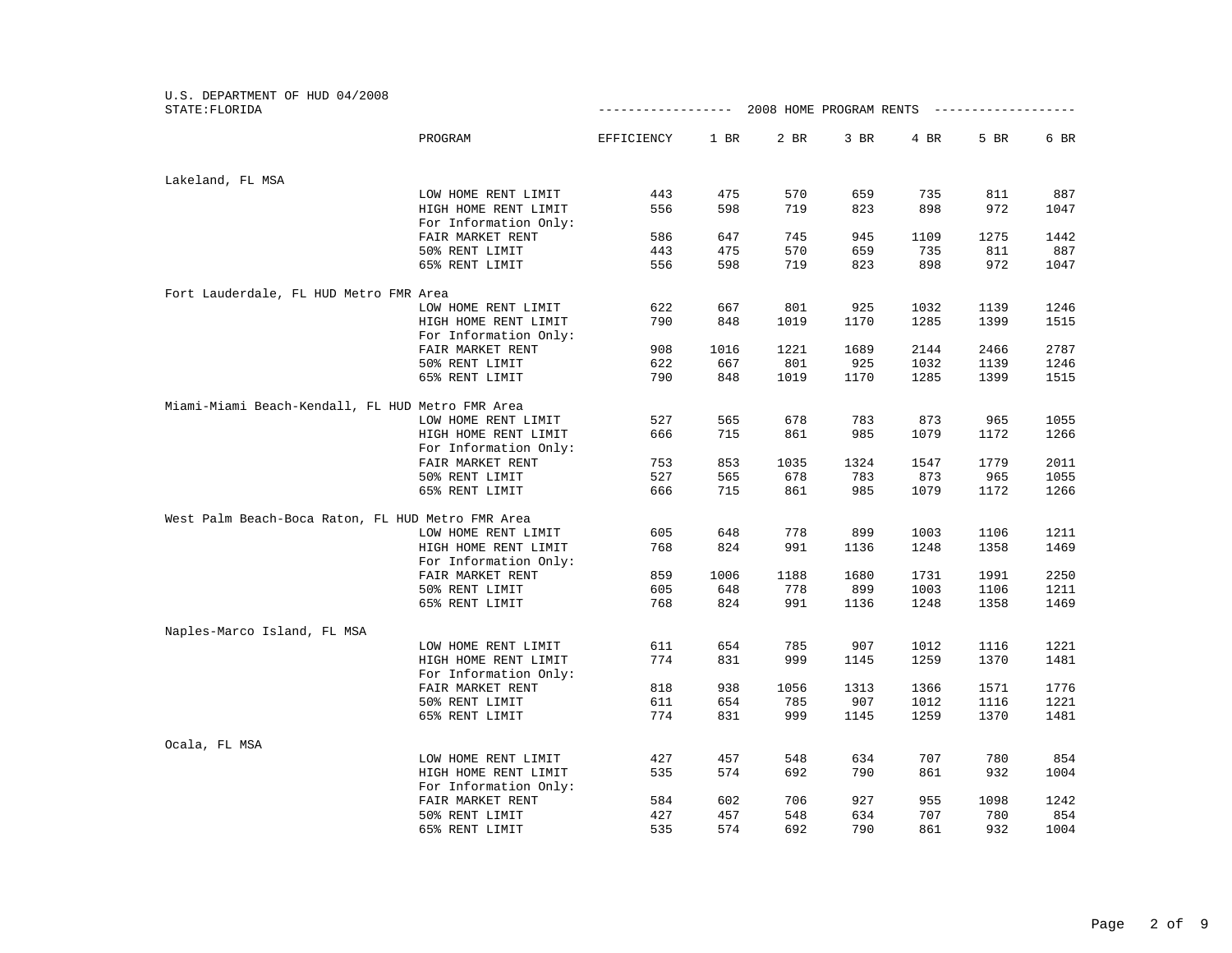U.S. DEPARTMENT OF HUD 04/2008
STATE:FLORIDA

2008 HOME PROGRAM RENTS

| | PROGRAM | EFFICIENCY | 1 BR | 2 BR | 3 BR | 4 BR | 5 BR | 6 BR |
|---|---|---|---|---|---|---|---|---|
| Lakeland, FL MSA | | | | | | | | |
| | LOW HOME RENT LIMIT | 443 | 475 | 570 | 659 | 735 | 811 | 887 |
| | HIGH HOME RENT LIMIT | 556 | 598 | 719 | 823 | 898 | 972 | 1047 |
| | For Information Only: | | | | | | | |
| | FAIR MARKET RENT | 586 | 647 | 745 | 945 | 1109 | 1275 | 1442 |
| | 50% RENT LIMIT | 443 | 475 | 570 | 659 | 735 | 811 | 887 |
| | 65% RENT LIMIT | 556 | 598 | 719 | 823 | 898 | 972 | 1047 |
| Fort Lauderdale, FL HUD Metro FMR Area | | | | | | | | |
| | LOW HOME RENT LIMIT | 622 | 667 | 801 | 925 | 1032 | 1139 | 1246 |
| | HIGH HOME RENT LIMIT | 790 | 848 | 1019 | 1170 | 1285 | 1399 | 1515 |
| | For Information Only: | | | | | | | |
| | FAIR MARKET RENT | 908 | 1016 | 1221 | 1689 | 2144 | 2466 | 2787 |
| | 50% RENT LIMIT | 622 | 667 | 801 | 925 | 1032 | 1139 | 1246 |
| | 65% RENT LIMIT | 790 | 848 | 1019 | 1170 | 1285 | 1399 | 1515 |
| Miami-Miami Beach-Kendall, FL HUD Metro FMR Area | | | | | | | | |
| | LOW HOME RENT LIMIT | 527 | 565 | 678 | 783 | 873 | 965 | 1055 |
| | HIGH HOME RENT LIMIT | 666 | 715 | 861 | 985 | 1079 | 1172 | 1266 |
| | For Information Only: | | | | | | | |
| | FAIR MARKET RENT | 753 | 853 | 1035 | 1324 | 1547 | 1779 | 2011 |
| | 50% RENT LIMIT | 527 | 565 | 678 | 783 | 873 | 965 | 1055 |
| | 65% RENT LIMIT | 666 | 715 | 861 | 985 | 1079 | 1172 | 1266 |
| West Palm Beach-Boca Raton, FL HUD Metro FMR Area | | | | | | | | |
| | LOW HOME RENT LIMIT | 605 | 648 | 778 | 899 | 1003 | 1106 | 1211 |
| | HIGH HOME RENT LIMIT | 768 | 824 | 991 | 1136 | 1248 | 1358 | 1469 |
| | For Information Only: | | | | | | | |
| | FAIR MARKET RENT | 859 | 1006 | 1188 | 1680 | 1731 | 1991 | 2250 |
| | 50% RENT LIMIT | 605 | 648 | 778 | 899 | 1003 | 1106 | 1211 |
| | 65% RENT LIMIT | 768 | 824 | 991 | 1136 | 1248 | 1358 | 1469 |
| Naples-Marco Island, FL MSA | | | | | | | | |
| | LOW HOME RENT LIMIT | 611 | 654 | 785 | 907 | 1012 | 1116 | 1221 |
| | HIGH HOME RENT LIMIT | 774 | 831 | 999 | 1145 | 1259 | 1370 | 1481 |
| | For Information Only: | | | | | | | |
| | FAIR MARKET RENT | 818 | 938 | 1056 | 1313 | 1366 | 1571 | 1776 |
| | 50% RENT LIMIT | 611 | 654 | 785 | 907 | 1012 | 1116 | 1221 |
| | 65% RENT LIMIT | 774 | 831 | 999 | 1145 | 1259 | 1370 | 1481 |
| Ocala, FL MSA | | | | | | | | |
| | LOW HOME RENT LIMIT | 427 | 457 | 548 | 634 | 707 | 780 | 854 |
| | HIGH HOME RENT LIMIT | 535 | 574 | 692 | 790 | 861 | 932 | 1004 |
| | For Information Only: | | | | | | | |
| | FAIR MARKET RENT | 584 | 602 | 706 | 927 | 955 | 1098 | 1242 |
| | 50% RENT LIMIT | 427 | 457 | 548 | 634 | 707 | 780 | 854 |
| | 65% RENT LIMIT | 535 | 574 | 692 | 790 | 861 | 932 | 1004 |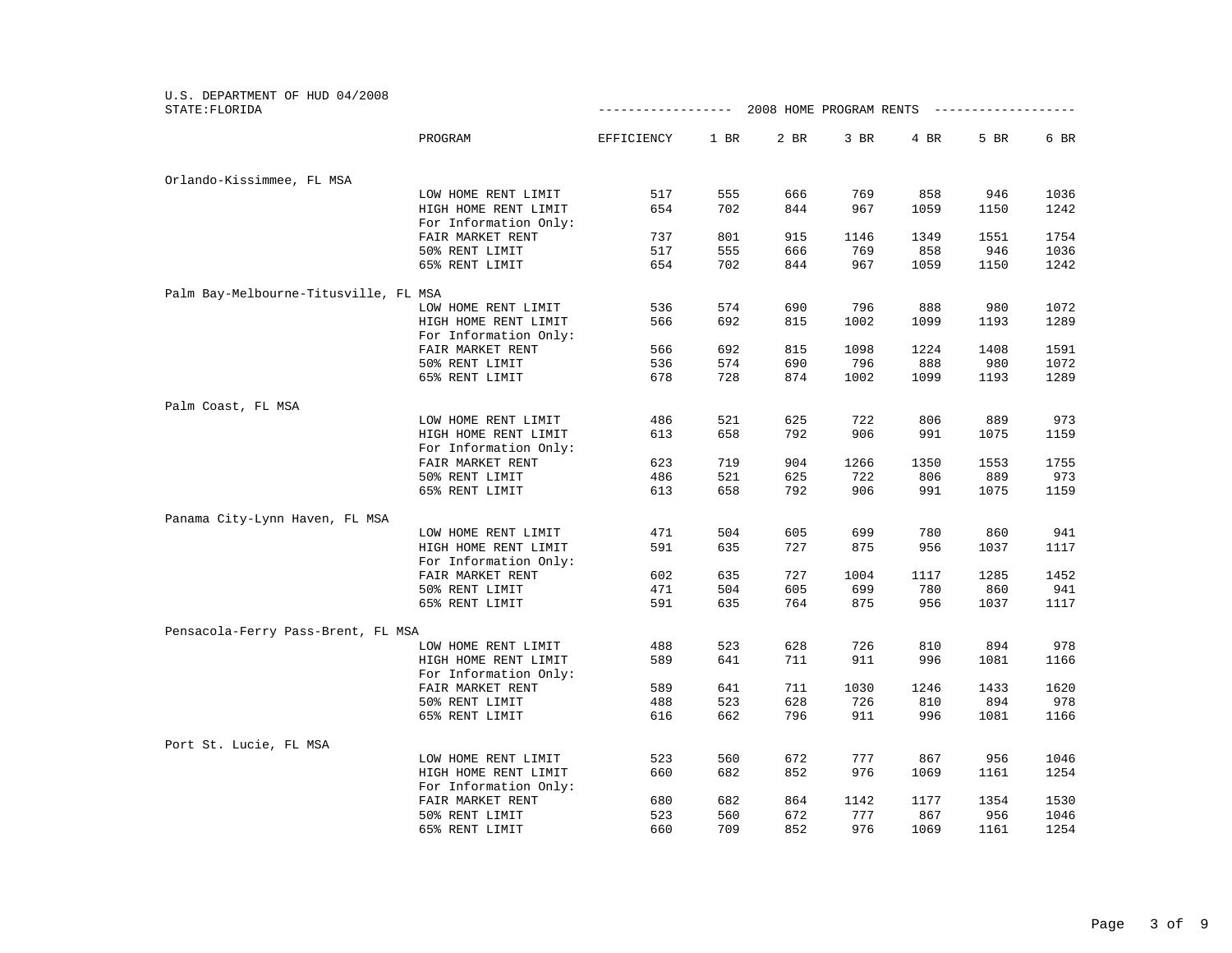U.S. DEPARTMENT OF HUD 04/2008
STATE:FLORIDA

## 2008 HOME PROGRAM RENTS

| | PROGRAM | EFFICIENCY | 1 BR | 2 BR | 3 BR | 4 BR | 5 BR | 6 BR |
|---|---|---|---|---|---|---|---|---|
| Orlando-Kissimmee, FL MSA | | | | | | | | |
| | LOW HOME RENT LIMIT | 517 | 555 | 666 | 769 | 858 | 946 | 1036 |
| | HIGH HOME RENT LIMIT | 654 | 702 | 844 | 967 | 1059 | 1150 | 1242 |
| | For Information Only: | | | | | | | |
| | FAIR MARKET RENT | 737 | 801 | 915 | 1146 | 1349 | 1551 | 1754 |
| | 50% RENT LIMIT | 517 | 555 | 666 | 769 | 858 | 946 | 1036 |
| | 65% RENT LIMIT | 654 | 702 | 844 | 967 | 1059 | 1150 | 1242 |
| Palm Bay-Melbourne-Titusville, FL MSA | | | | | | | | |
| | LOW HOME RENT LIMIT | 536 | 574 | 690 | 796 | 888 | 980 | 1072 |
| | HIGH HOME RENT LIMIT | 566 | 692 | 815 | 1002 | 1099 | 1193 | 1289 |
| | For Information Only: | | | | | | | |
| | FAIR MARKET RENT | 566 | 692 | 815 | 1098 | 1224 | 1408 | 1591 |
| | 50% RENT LIMIT | 536 | 574 | 690 | 796 | 888 | 980 | 1072 |
| | 65% RENT LIMIT | 678 | 728 | 874 | 1002 | 1099 | 1193 | 1289 |
| Palm Coast, FL MSA | | | | | | | | |
| | LOW HOME RENT LIMIT | 486 | 521 | 625 | 722 | 806 | 889 | 973 |
| | HIGH HOME RENT LIMIT | 613 | 658 | 792 | 906 | 991 | 1075 | 1159 |
| | For Information Only: | | | | | | | |
| | FAIR MARKET RENT | 623 | 719 | 904 | 1266 | 1350 | 1553 | 1755 |
| | 50% RENT LIMIT | 486 | 521 | 625 | 722 | 806 | 889 | 973 |
| | 65% RENT LIMIT | 613 | 658 | 792 | 906 | 991 | 1075 | 1159 |
| Panama City-Lynn Haven, FL MSA | | | | | | | | |
| | LOW HOME RENT LIMIT | 471 | 504 | 605 | 699 | 780 | 860 | 941 |
| | HIGH HOME RENT LIMIT | 591 | 635 | 727 | 875 | 956 | 1037 | 1117 |
| | For Information Only: | | | | | | | |
| | FAIR MARKET RENT | 602 | 635 | 727 | 1004 | 1117 | 1285 | 1452 |
| | 50% RENT LIMIT | 471 | 504 | 605 | 699 | 780 | 860 | 941 |
| | 65% RENT LIMIT | 591 | 635 | 764 | 875 | 956 | 1037 | 1117 |
| Pensacola-Ferry Pass-Brent, FL MSA | | | | | | | | |
| | LOW HOME RENT LIMIT | 488 | 523 | 628 | 726 | 810 | 894 | 978 |
| | HIGH HOME RENT LIMIT | 589 | 641 | 711 | 911 | 996 | 1081 | 1166 |
| | For Information Only: | | | | | | | |
| | FAIR MARKET RENT | 589 | 641 | 711 | 1030 | 1246 | 1433 | 1620 |
| | 50% RENT LIMIT | 488 | 523 | 628 | 726 | 810 | 894 | 978 |
| | 65% RENT LIMIT | 616 | 662 | 796 | 911 | 996 | 1081 | 1166 |
| Port St. Lucie, FL MSA | | | | | | | | |
| | LOW HOME RENT LIMIT | 523 | 560 | 672 | 777 | 867 | 956 | 1046 |
| | HIGH HOME RENT LIMIT | 660 | 682 | 852 | 976 | 1069 | 1161 | 1254 |
| | For Information Only: | | | | | | | |
| | FAIR MARKET RENT | 680 | 682 | 864 | 1142 | 1177 | 1354 | 1530 |
| | 50% RENT LIMIT | 523 | 560 | 672 | 777 | 867 | 956 | 1046 |
| | 65% RENT LIMIT | 660 | 709 | 852 | 976 | 1069 | 1161 | 1254 |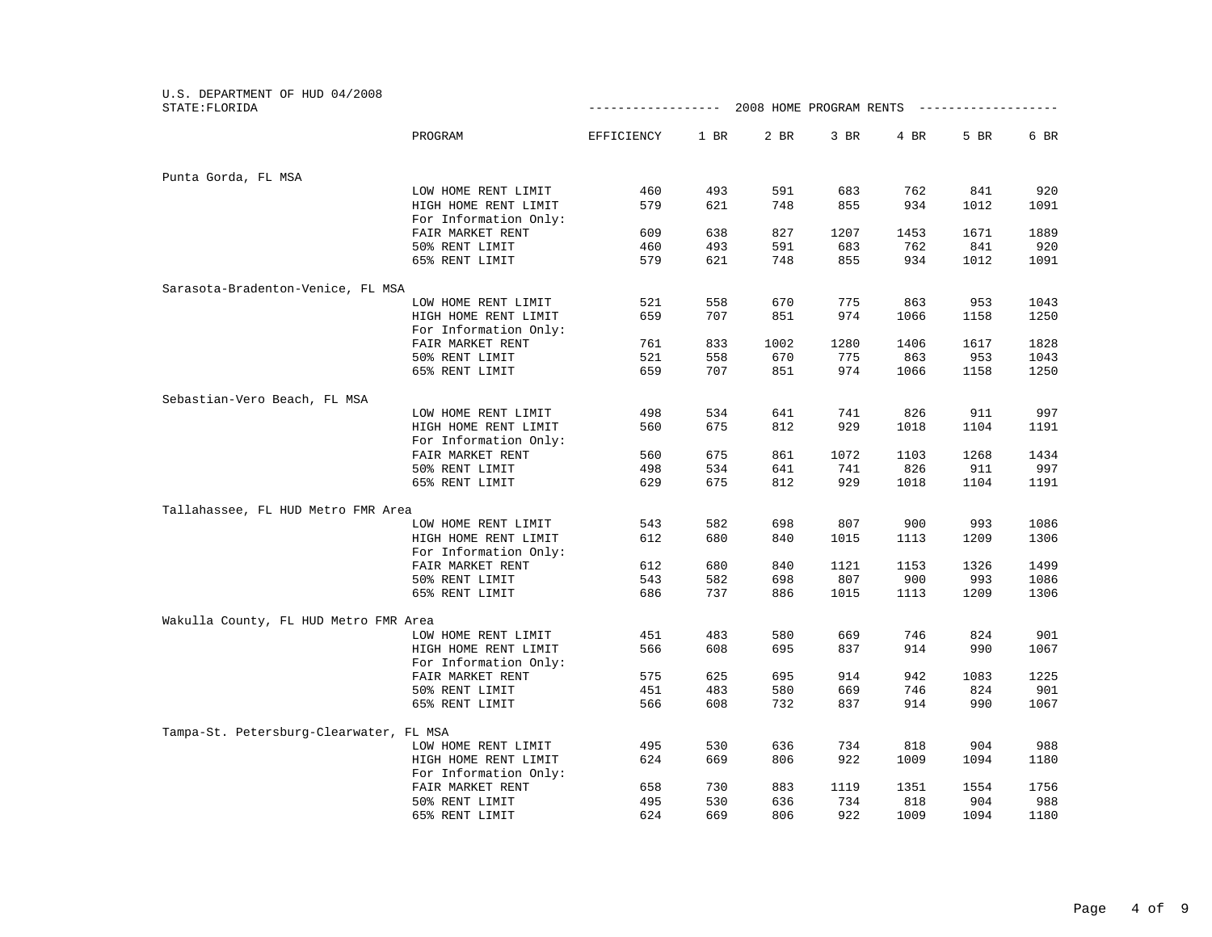U.S. DEPARTMENT OF HUD 04/2008
STATE:FLORIDA

2008 HOME PROGRAM RENTS

| | PROGRAM | EFFICIENCY | 1 BR | 2 BR | 3 BR | 4 BR | 5 BR | 6 BR |
|---|---|---|---|---|---|---|---|---|
| Punta Gorda, FL MSA | | | | | | | | |
| | LOW HOME RENT LIMIT | 460 | 493 | 591 | 683 | 762 | 841 | 920 |
| | HIGH HOME RENT LIMIT | 579 | 621 | 748 | 855 | 934 | 1012 | 1091 |
| | For Information Only: | | | | | | | |
| | FAIR MARKET RENT | 609 | 638 | 827 | 1207 | 1453 | 1671 | 1889 |
| | 50% RENT LIMIT | 460 | 493 | 591 | 683 | 762 | 841 | 920 |
| | 65% RENT LIMIT | 579 | 621 | 748 | 855 | 934 | 1012 | 1091 |
| Sarasota-Bradenton-Venice, FL MSA | | | | | | | | |
| | LOW HOME RENT LIMIT | 521 | 558 | 670 | 775 | 863 | 953 | 1043 |
| | HIGH HOME RENT LIMIT | 659 | 707 | 851 | 974 | 1066 | 1158 | 1250 |
| | For Information Only: | | | | | | | |
| | FAIR MARKET RENT | 761 | 833 | 1002 | 1280 | 1406 | 1617 | 1828 |
| | 50% RENT LIMIT | 521 | 558 | 670 | 775 | 863 | 953 | 1043 |
| | 65% RENT LIMIT | 659 | 707 | 851 | 974 | 1066 | 1158 | 1250 |
| Sebastian-Vero Beach, FL MSA | | | | | | | | |
| | LOW HOME RENT LIMIT | 498 | 534 | 641 | 741 | 826 | 911 | 997 |
| | HIGH HOME RENT LIMIT | 560 | 675 | 812 | 929 | 1018 | 1104 | 1191 |
| | For Information Only: | | | | | | | |
| | FAIR MARKET RENT | 560 | 675 | 861 | 1072 | 1103 | 1268 | 1434 |
| | 50% RENT LIMIT | 498 | 534 | 641 | 741 | 826 | 911 | 997 |
| | 65% RENT LIMIT | 629 | 675 | 812 | 929 | 1018 | 1104 | 1191 |
| Tallahassee, FL HUD Metro FMR Area | | | | | | | | |
| | LOW HOME RENT LIMIT | 543 | 582 | 698 | 807 | 900 | 993 | 1086 |
| | HIGH HOME RENT LIMIT | 612 | 680 | 840 | 1015 | 1113 | 1209 | 1306 |
| | For Information Only: | | | | | | | |
| | FAIR MARKET RENT | 612 | 680 | 840 | 1121 | 1153 | 1326 | 1499 |
| | 50% RENT LIMIT | 543 | 582 | 698 | 807 | 900 | 993 | 1086 |
| | 65% RENT LIMIT | 686 | 737 | 886 | 1015 | 1113 | 1209 | 1306 |
| Wakulla County, FL HUD Metro FMR Area | | | | | | | | |
| | LOW HOME RENT LIMIT | 451 | 483 | 580 | 669 | 746 | 824 | 901 |
| | HIGH HOME RENT LIMIT | 566 | 608 | 695 | 837 | 914 | 990 | 1067 |
| | For Information Only: | | | | | | | |
| | FAIR MARKET RENT | 575 | 625 | 695 | 914 | 942 | 1083 | 1225 |
| | 50% RENT LIMIT | 451 | 483 | 580 | 669 | 746 | 824 | 901 |
| | 65% RENT LIMIT | 566 | 608 | 732 | 837 | 914 | 990 | 1067 |
| Tampa-St. Petersburg-Clearwater, FL MSA | | | | | | | | |
| | LOW HOME RENT LIMIT | 495 | 530 | 636 | 734 | 818 | 904 | 988 |
| | HIGH HOME RENT LIMIT | 624 | 669 | 806 | 922 | 1009 | 1094 | 1180 |
| | For Information Only: | | | | | | | |
| | FAIR MARKET RENT | 658 | 730 | 883 | 1119 | 1351 | 1554 | 1756 |
| | 50% RENT LIMIT | 495 | 530 | 636 | 734 | 818 | 904 | 988 |
| | 65% RENT LIMIT | 624 | 669 | 806 | 922 | 1009 | 1094 | 1180 |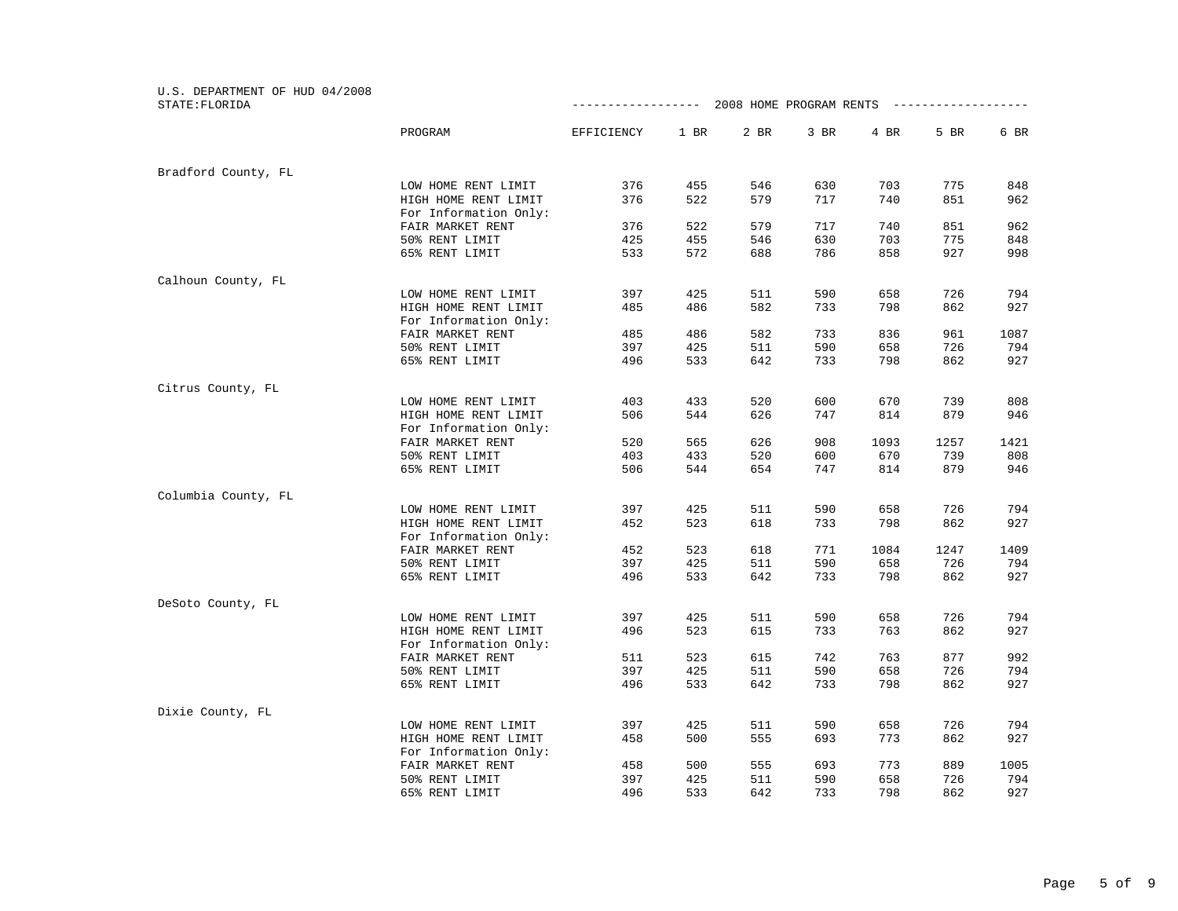U.S. DEPARTMENT OF HUD 04/2008
STATE:FLORIDA

2008 HOME PROGRAM RENTS

| | PROGRAM | EFFICIENCY | 1 BR | 2 BR | 3 BR | 4 BR | 5 BR | 6 BR |
|---|---|---|---|---|---|---|---|---|
| Bradford County, FL | | | | | | | | |
| | LOW HOME RENT LIMIT | 376 | 455 | 546 | 630 | 703 | 775 | 848 |
| | HIGH HOME RENT LIMIT | 376 | 522 | 579 | 717 | 740 | 851 | 962 |
| | For Information Only: | | | | | | | |
| | FAIR MARKET RENT | 376 | 522 | 579 | 717 | 740 | 851 | 962 |
| | 50% RENT LIMIT | 425 | 455 | 546 | 630 | 703 | 775 | 848 |
| | 65% RENT LIMIT | 533 | 572 | 688 | 786 | 858 | 927 | 998 |
| Calhoun County, FL | | | | | | | | |
| | LOW HOME RENT LIMIT | 397 | 425 | 511 | 590 | 658 | 726 | 794 |
| | HIGH HOME RENT LIMIT | 485 | 486 | 582 | 733 | 798 | 862 | 927 |
| | For Information Only: | | | | | | | |
| | FAIR MARKET RENT | 485 | 486 | 582 | 733 | 836 | 961 | 1087 |
| | 50% RENT LIMIT | 397 | 425 | 511 | 590 | 658 | 726 | 794 |
| | 65% RENT LIMIT | 496 | 533 | 642 | 733 | 798 | 862 | 927 |
| Citrus County, FL | | | | | | | | |
| | LOW HOME RENT LIMIT | 403 | 433 | 520 | 600 | 670 | 739 | 808 |
| | HIGH HOME RENT LIMIT | 506 | 544 | 626 | 747 | 814 | 879 | 946 |
| | For Information Only: | | | | | | | |
| | FAIR MARKET RENT | 520 | 565 | 626 | 908 | 1093 | 1257 | 1421 |
| | 50% RENT LIMIT | 403 | 433 | 520 | 600 | 670 | 739 | 808 |
| | 65% RENT LIMIT | 506 | 544 | 654 | 747 | 814 | 879 | 946 |
| Columbia County, FL | | | | | | | | |
| | LOW HOME RENT LIMIT | 397 | 425 | 511 | 590 | 658 | 726 | 794 |
| | HIGH HOME RENT LIMIT | 452 | 523 | 618 | 733 | 798 | 862 | 927 |
| | For Information Only: | | | | | | | |
| | FAIR MARKET RENT | 452 | 523 | 618 | 771 | 1084 | 1247 | 1409 |
| | 50% RENT LIMIT | 397 | 425 | 511 | 590 | 658 | 726 | 794 |
| | 65% RENT LIMIT | 496 | 533 | 642 | 733 | 798 | 862 | 927 |
| DeSoto County, FL | | | | | | | | |
| | LOW HOME RENT LIMIT | 397 | 425 | 511 | 590 | 658 | 726 | 794 |
| | HIGH HOME RENT LIMIT | 496 | 523 | 615 | 733 | 763 | 862 | 927 |
| | For Information Only: | | | | | | | |
| | FAIR MARKET RENT | 511 | 523 | 615 | 742 | 763 | 877 | 992 |
| | 50% RENT LIMIT | 397 | 425 | 511 | 590 | 658 | 726 | 794 |
| | 65% RENT LIMIT | 496 | 533 | 642 | 733 | 798 | 862 | 927 |
| Dixie County, FL | | | | | | | | |
| | LOW HOME RENT LIMIT | 397 | 425 | 511 | 590 | 658 | 726 | 794 |
| | HIGH HOME RENT LIMIT | 458 | 500 | 555 | 693 | 773 | 862 | 927 |
| | For Information Only: | | | | | | | |
| | FAIR MARKET RENT | 458 | 500 | 555 | 693 | 773 | 889 | 1005 |
| | 50% RENT LIMIT | 397 | 425 | 511 | 590 | 658 | 726 | 794 |
| | 65% RENT LIMIT | 496 | 533 | 642 | 733 | 798 | 862 | 927 |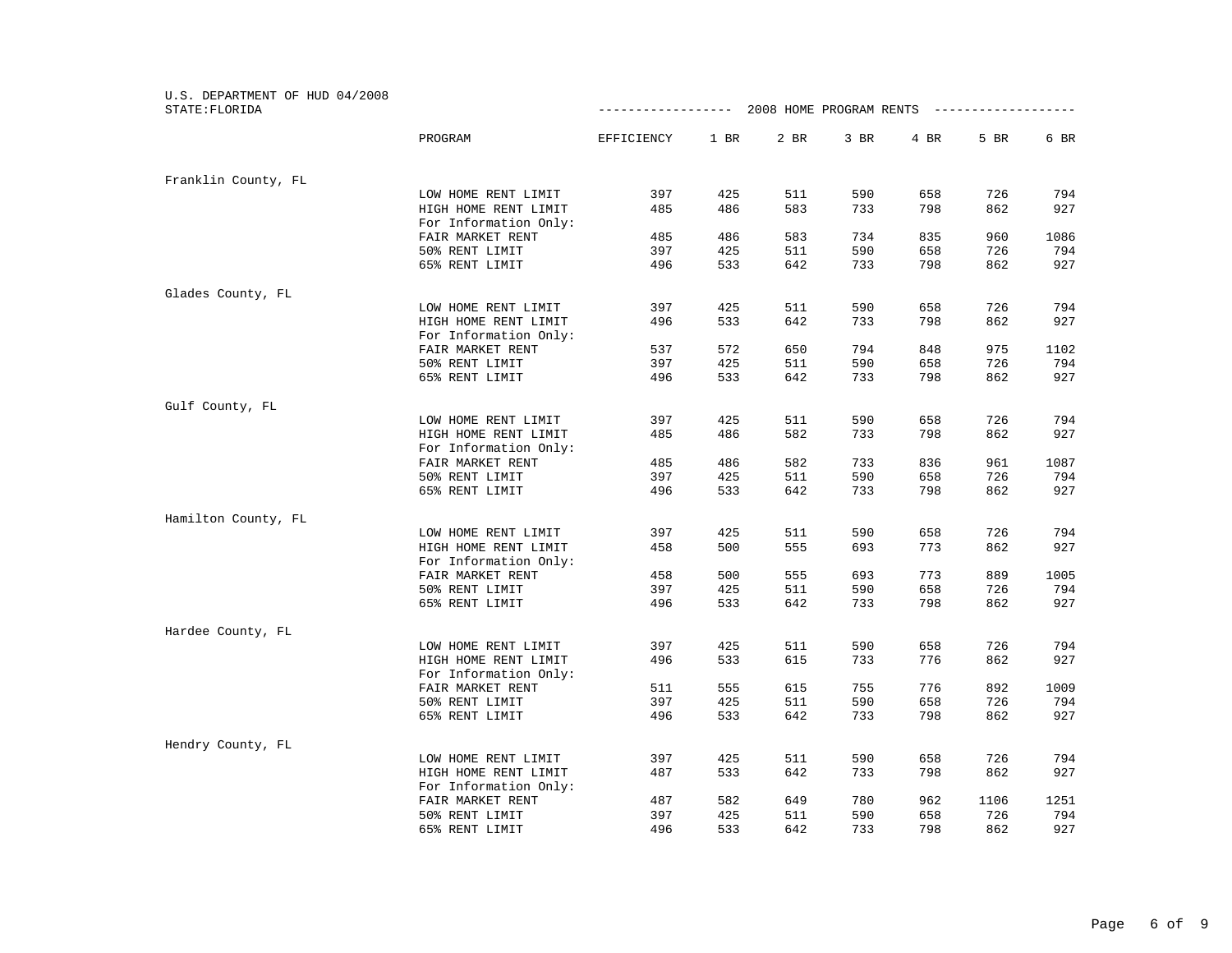U.S. DEPARTMENT OF HUD 04/2008
STATE:FLORIDA

2008 HOME PROGRAM RENTS

| | PROGRAM | EFFICIENCY | 1 BR | 2 BR | 3 BR | 4 BR | 5 BR | 6 BR |
|---|---|---|---|---|---|---|---|---|
| Franklin County, FL | | | | | | | | |
| | LOW HOME RENT LIMIT | 397 | 425 | 511 | 590 | 658 | 726 | 794 |
| | HIGH HOME RENT LIMIT | 485 | 486 | 583 | 733 | 798 | 862 | 927 |
| | For Information Only: | | | | | | | |
| | FAIR MARKET RENT | 485 | 486 | 583 | 734 | 835 | 960 | 1086 |
| | 50% RENT LIMIT | 397 | 425 | 511 | 590 | 658 | 726 | 794 |
| | 65% RENT LIMIT | 496 | 533 | 642 | 733 | 798 | 862 | 927 |
| Glades County, FL | | | | | | | | |
| | LOW HOME RENT LIMIT | 397 | 425 | 511 | 590 | 658 | 726 | 794 |
| | HIGH HOME RENT LIMIT | 496 | 533 | 642 | 733 | 798 | 862 | 927 |
| | For Information Only: | | | | | | | |
| | FAIR MARKET RENT | 537 | 572 | 650 | 794 | 848 | 975 | 1102 |
| | 50% RENT LIMIT | 397 | 425 | 511 | 590 | 658 | 726 | 794 |
| | 65% RENT LIMIT | 496 | 533 | 642 | 733 | 798 | 862 | 927 |
| Gulf County, FL | | | | | | | | |
| | LOW HOME RENT LIMIT | 397 | 425 | 511 | 590 | 658 | 726 | 794 |
| | HIGH HOME RENT LIMIT | 485 | 486 | 582 | 733 | 798 | 862 | 927 |
| | For Information Only: | | | | | | | |
| | FAIR MARKET RENT | 485 | 486 | 582 | 733 | 836 | 961 | 1087 |
| | 50% RENT LIMIT | 397 | 425 | 511 | 590 | 658 | 726 | 794 |
| | 65% RENT LIMIT | 496 | 533 | 642 | 733 | 798 | 862 | 927 |
| Hamilton County, FL | | | | | | | | |
| | LOW HOME RENT LIMIT | 397 | 425 | 511 | 590 | 658 | 726 | 794 |
| | HIGH HOME RENT LIMIT | 458 | 500 | 555 | 693 | 773 | 862 | 927 |
| | For Information Only: | | | | | | | |
| | FAIR MARKET RENT | 458 | 500 | 555 | 693 | 773 | 889 | 1005 |
| | 50% RENT LIMIT | 397 | 425 | 511 | 590 | 658 | 726 | 794 |
| | 65% RENT LIMIT | 496 | 533 | 642 | 733 | 798 | 862 | 927 |
| Hardee County, FL | | | | | | | | |
| | LOW HOME RENT LIMIT | 397 | 425 | 511 | 590 | 658 | 726 | 794 |
| | HIGH HOME RENT LIMIT | 496 | 533 | 615 | 733 | 776 | 862 | 927 |
| | For Information Only: | | | | | | | |
| | FAIR MARKET RENT | 511 | 555 | 615 | 755 | 776 | 892 | 1009 |
| | 50% RENT LIMIT | 397 | 425 | 511 | 590 | 658 | 726 | 794 |
| | 65% RENT LIMIT | 496 | 533 | 642 | 733 | 798 | 862 | 927 |
| Hendry County, FL | | | | | | | | |
| | LOW HOME RENT LIMIT | 397 | 425 | 511 | 590 | 658 | 726 | 794 |
| | HIGH HOME RENT LIMIT | 487 | 533 | 642 | 733 | 798 | 862 | 927 |
| | For Information Only: | | | | | | | |
| | FAIR MARKET RENT | 487 | 582 | 649 | 780 | 962 | 1106 | 1251 |
| | 50% RENT LIMIT | 397 | 425 | 511 | 590 | 658 | 726 | 794 |
| | 65% RENT LIMIT | 496 | 533 | 642 | 733 | 798 | 862 | 927 |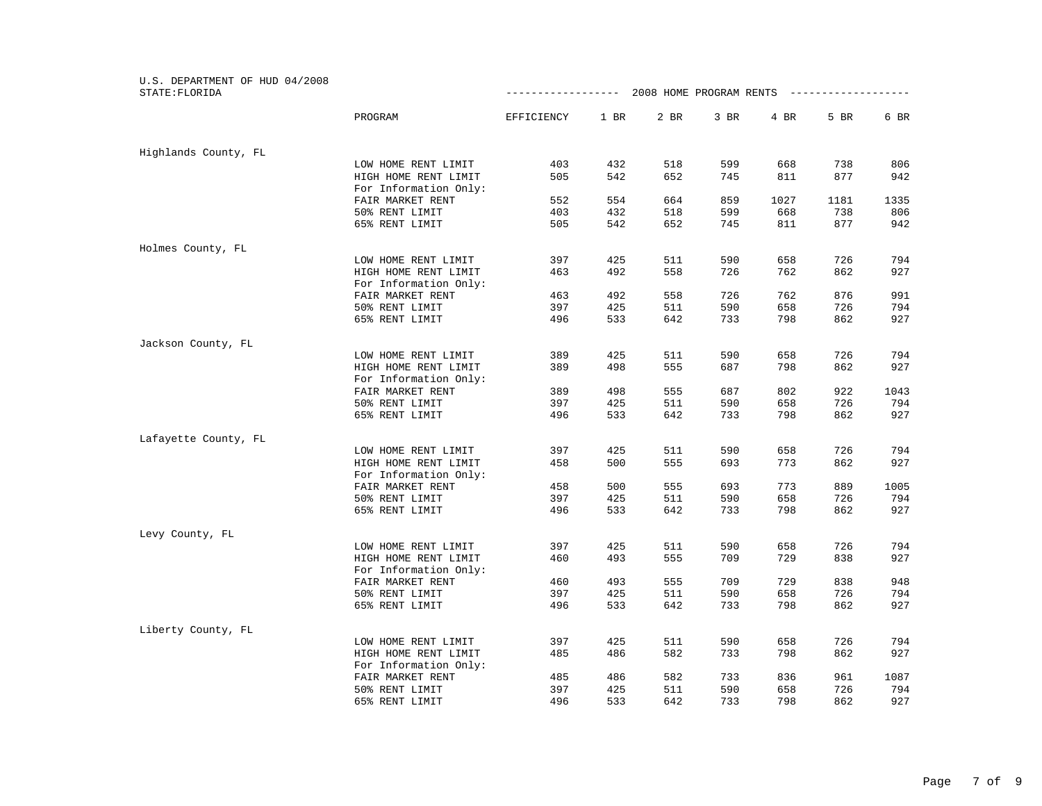U.S. DEPARTMENT OF HUD 04/2008
STATE:FLORIDA

2008 HOME PROGRAM RENTS

| | PROGRAM | EFFICIENCY | 1 BR | 2 BR | 3 BR | 4 BR | 5 BR | 6 BR |
|---|---|---|---|---|---|---|---|---|
| Highlands County, FL | | | | | | | | |
| | LOW HOME RENT LIMIT | 403 | 432 | 518 | 599 | 668 | 738 | 806 |
| | HIGH HOME RENT LIMIT | 505 | 542 | 652 | 745 | 811 | 877 | 942 |
| | For Information Only: | | | | | | | |
| | FAIR MARKET RENT | 552 | 554 | 664 | 859 | 1027 | 1181 | 1335 |
| | 50% RENT LIMIT | 403 | 432 | 518 | 599 | 668 | 738 | 806 |
| | 65% RENT LIMIT | 505 | 542 | 652 | 745 | 811 | 877 | 942 |
| Holmes County, FL | | | | | | | | |
| | LOW HOME RENT LIMIT | 397 | 425 | 511 | 590 | 658 | 726 | 794 |
| | HIGH HOME RENT LIMIT | 463 | 492 | 558 | 726 | 762 | 862 | 927 |
| | For Information Only: | | | | | | | |
| | FAIR MARKET RENT | 463 | 492 | 558 | 726 | 762 | 876 | 991 |
| | 50% RENT LIMIT | 397 | 425 | 511 | 590 | 658 | 726 | 794 |
| | 65% RENT LIMIT | 496 | 533 | 642 | 733 | 798 | 862 | 927 |
| Jackson County, FL | | | | | | | | |
| | LOW HOME RENT LIMIT | 389 | 425 | 511 | 590 | 658 | 726 | 794 |
| | HIGH HOME RENT LIMIT | 389 | 498 | 555 | 687 | 798 | 862 | 927 |
| | For Information Only: | | | | | | | |
| | FAIR MARKET RENT | 389 | 498 | 555 | 687 | 802 | 922 | 1043 |
| | 50% RENT LIMIT | 397 | 425 | 511 | 590 | 658 | 726 | 794 |
| | 65% RENT LIMIT | 496 | 533 | 642 | 733 | 798 | 862 | 927 |
| Lafayette County, FL | | | | | | | | |
| | LOW HOME RENT LIMIT | 397 | 425 | 511 | 590 | 658 | 726 | 794 |
| | HIGH HOME RENT LIMIT | 458 | 500 | 555 | 693 | 773 | 862 | 927 |
| | For Information Only: | | | | | | | |
| | FAIR MARKET RENT | 458 | 500 | 555 | 693 | 773 | 889 | 1005 |
| | 50% RENT LIMIT | 397 | 425 | 511 | 590 | 658 | 726 | 794 |
| | 65% RENT LIMIT | 496 | 533 | 642 | 733 | 798 | 862 | 927 |
| Levy County, FL | | | | | | | | |
| | LOW HOME RENT LIMIT | 397 | 425 | 511 | 590 | 658 | 726 | 794 |
| | HIGH HOME RENT LIMIT | 460 | 493 | 555 | 709 | 729 | 838 | 927 |
| | For Information Only: | | | | | | | |
| | FAIR MARKET RENT | 460 | 493 | 555 | 709 | 729 | 838 | 948 |
| | 50% RENT LIMIT | 397 | 425 | 511 | 590 | 658 | 726 | 794 |
| | 65% RENT LIMIT | 496 | 533 | 642 | 733 | 798 | 862 | 927 |
| Liberty County, FL | | | | | | | | |
| | LOW HOME RENT LIMIT | 397 | 425 | 511 | 590 | 658 | 726 | 794 |
| | HIGH HOME RENT LIMIT | 485 | 486 | 582 | 733 | 798 | 862 | 927 |
| | For Information Only: | | | | | | | |
| | FAIR MARKET RENT | 485 | 486 | 582 | 733 | 836 | 961 | 1087 |
| | 50% RENT LIMIT | 397 | 425 | 511 | 590 | 658 | 726 | 794 |
| | 65% RENT LIMIT | 496 | 533 | 642 | 733 | 798 | 862 | 927 |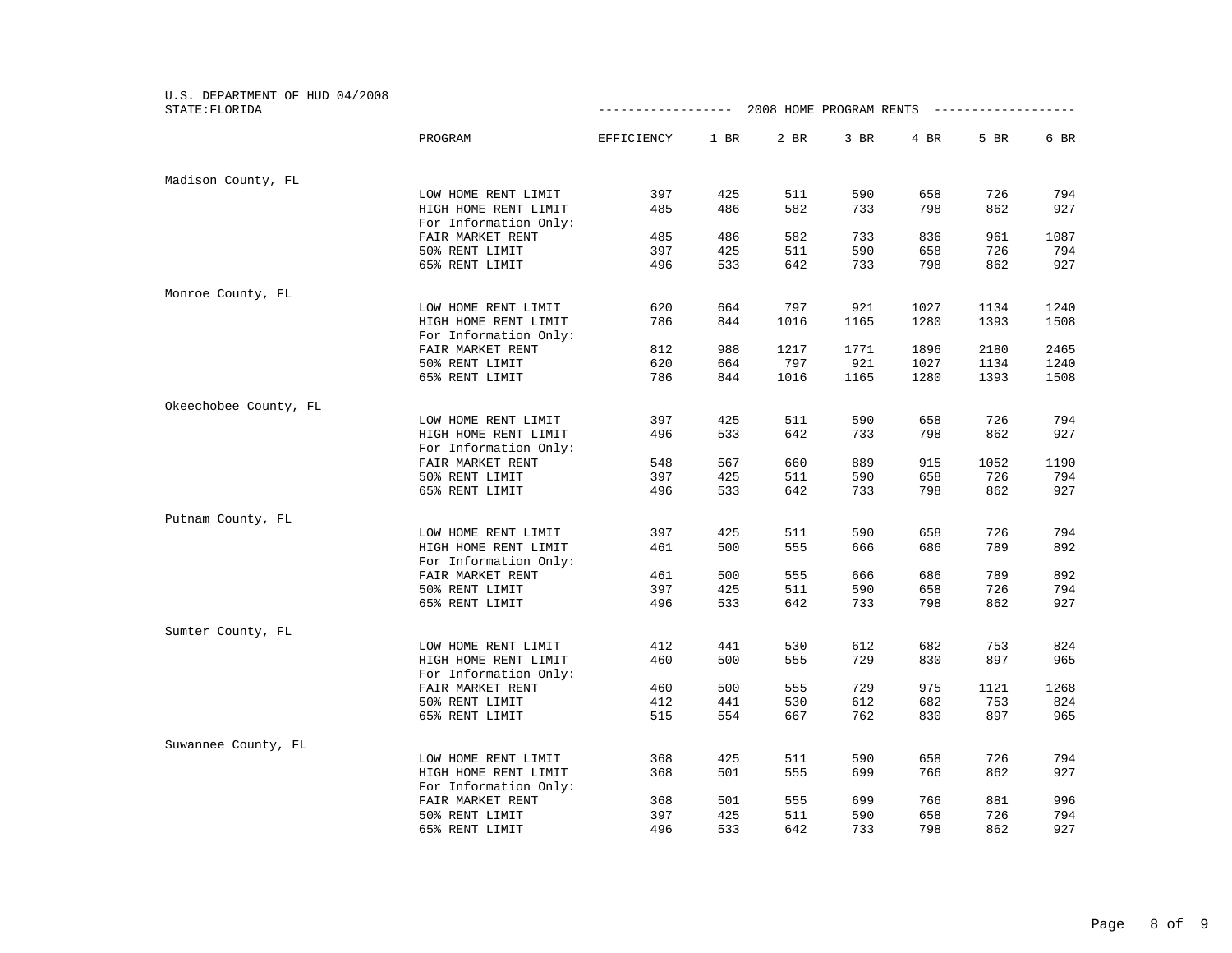U.S. DEPARTMENT OF HUD 04/2008
STATE:FLORIDA

2008 HOME PROGRAM RENTS

| | PROGRAM | EFFICIENCY | 1 BR | 2 BR | 3 BR | 4 BR | 5 BR | 6 BR |
|---|---|---|---|---|---|---|---|---|
| Madison County, FL | | | | | | | | |
| | LOW HOME RENT LIMIT | 397 | 425 | 511 | 590 | 658 | 726 | 794 |
| | HIGH HOME RENT LIMIT | 485 | 486 | 582 | 733 | 798 | 862 | 927 |
| | For Information Only: | | | | | | | |
| | FAIR MARKET RENT | 485 | 486 | 582 | 733 | 836 | 961 | 1087 |
| | 50% RENT LIMIT | 397 | 425 | 511 | 590 | 658 | 726 | 794 |
| | 65% RENT LIMIT | 496 | 533 | 642 | 733 | 798 | 862 | 927 |
| Monroe County, FL | | | | | | | | |
| | LOW HOME RENT LIMIT | 620 | 664 | 797 | 921 | 1027 | 1134 | 1240 |
| | HIGH HOME RENT LIMIT | 786 | 844 | 1016 | 1165 | 1280 | 1393 | 1508 |
| | For Information Only: | | | | | | | |
| | FAIR MARKET RENT | 812 | 988 | 1217 | 1771 | 1896 | 2180 | 2465 |
| | 50% RENT LIMIT | 620 | 664 | 797 | 921 | 1027 | 1134 | 1240 |
| | 65% RENT LIMIT | 786 | 844 | 1016 | 1165 | 1280 | 1393 | 1508 |
| Okeechobee County, FL | | | | | | | | |
| | LOW HOME RENT LIMIT | 397 | 425 | 511 | 590 | 658 | 726 | 794 |
| | HIGH HOME RENT LIMIT | 496 | 533 | 642 | 733 | 798 | 862 | 927 |
| | For Information Only: | | | | | | | |
| | FAIR MARKET RENT | 548 | 567 | 660 | 889 | 915 | 1052 | 1190 |
| | 50% RENT LIMIT | 397 | 425 | 511 | 590 | 658 | 726 | 794 |
| | 65% RENT LIMIT | 496 | 533 | 642 | 733 | 798 | 862 | 927 |
| Putnam County, FL | | | | | | | | |
| | LOW HOME RENT LIMIT | 397 | 425 | 511 | 590 | 658 | 726 | 794 |
| | HIGH HOME RENT LIMIT | 461 | 500 | 555 | 666 | 686 | 789 | 892 |
| | For Information Only: | | | | | | | |
| | FAIR MARKET RENT | 461 | 500 | 555 | 666 | 686 | 789 | 892 |
| | 50% RENT LIMIT | 397 | 425 | 511 | 590 | 658 | 726 | 794 |
| | 65% RENT LIMIT | 496 | 533 | 642 | 733 | 798 | 862 | 927 |
| Sumter County, FL | | | | | | | | |
| | LOW HOME RENT LIMIT | 412 | 441 | 530 | 612 | 682 | 753 | 824 |
| | HIGH HOME RENT LIMIT | 460 | 500 | 555 | 729 | 830 | 897 | 965 |
| | For Information Only: | | | | | | | |
| | FAIR MARKET RENT | 460 | 500 | 555 | 729 | 975 | 1121 | 1268 |
| | 50% RENT LIMIT | 412 | 441 | 530 | 612 | 682 | 753 | 824 |
| | 65% RENT LIMIT | 515 | 554 | 667 | 762 | 830 | 897 | 965 |
| Suwannee County, FL | | | | | | | | |
| | LOW HOME RENT LIMIT | 368 | 425 | 511 | 590 | 658 | 726 | 794 |
| | HIGH HOME RENT LIMIT | 368 | 501 | 555 | 699 | 766 | 862 | 927 |
| | For Information Only: | | | | | | | |
| | FAIR MARKET RENT | 368 | 501 | 555 | 699 | 766 | 881 | 996 |
| | 50% RENT LIMIT | 397 | 425 | 511 | 590 | 658 | 726 | 794 |
| | 65% RENT LIMIT | 496 | 533 | 642 | 733 | 798 | 862 | 927 |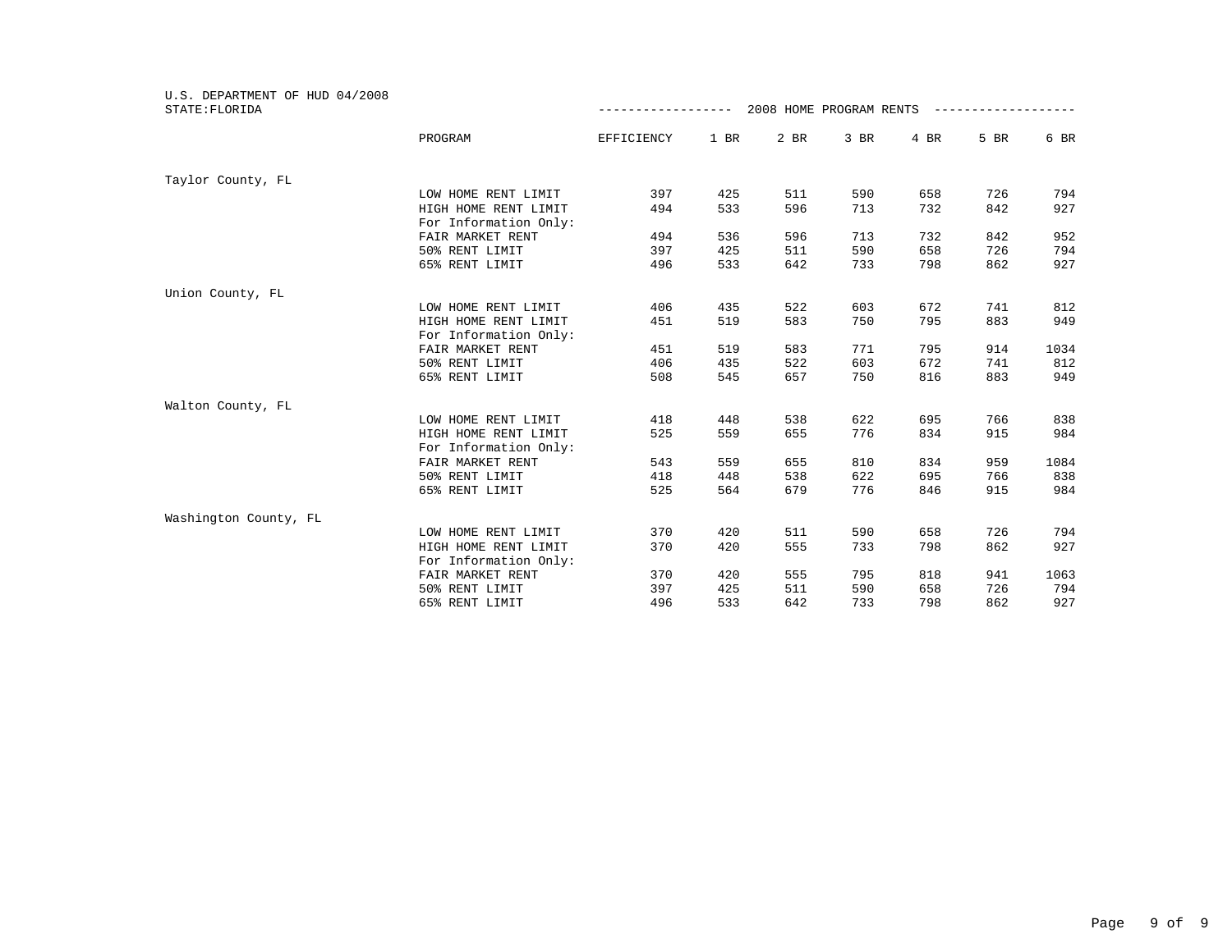U.S. DEPARTMENT OF HUD 04/2008
STATE:FLORIDA

| | PROGRAM | EFFICIENCY | 1 BR | 2 BR | 3 BR | 4 BR | 5 BR | 6 BR |
|---|---|---|---|---|---|---|---|---|
| | | 2008 HOME PROGRAM RENTS | | | | | | |
| Taylor County, FL | | | | | | | | |
| | LOW HOME RENT LIMIT | 397 | 425 | 511 | 590 | 658 | 726 | 794 |
| | HIGH HOME RENT LIMIT | 494 | 533 | 596 | 713 | 732 | 842 | 927 |
| | For Information Only: | | | | | | | |
| | FAIR MARKET RENT | 494 | 536 | 596 | 713 | 732 | 842 | 952 |
| | 50% RENT LIMIT | 397 | 425 | 511 | 590 | 658 | 726 | 794 |
| | 65% RENT LIMIT | 496 | 533 | 642 | 733 | 798 | 862 | 927 |
| Union County, FL | | | | | | | | |
| | LOW HOME RENT LIMIT | 406 | 435 | 522 | 603 | 672 | 741 | 812 |
| | HIGH HOME RENT LIMIT | 451 | 519 | 583 | 750 | 795 | 883 | 949 |
| | For Information Only: | | | | | | | |
| | FAIR MARKET RENT | 451 | 519 | 583 | 771 | 795 | 914 | 1034 |
| | 50% RENT LIMIT | 406 | 435 | 522 | 603 | 672 | 741 | 812 |
| | 65% RENT LIMIT | 508 | 545 | 657 | 750 | 816 | 883 | 949 |
| Walton County, FL | | | | | | | | |
| | LOW HOME RENT LIMIT | 418 | 448 | 538 | 622 | 695 | 766 | 838 |
| | HIGH HOME RENT LIMIT | 525 | 559 | 655 | 776 | 834 | 915 | 984 |
| | For Information Only: | | | | | | | |
| | FAIR MARKET RENT | 543 | 559 | 655 | 810 | 834 | 959 | 1084 |
| | 50% RENT LIMIT | 418 | 448 | 538 | 622 | 695 | 766 | 838 |
| | 65% RENT LIMIT | 525 | 564 | 679 | 776 | 846 | 915 | 984 |
| Washington County, FL | | | | | | | | |
| | LOW HOME RENT LIMIT | 370 | 420 | 511 | 590 | 658 | 726 | 794 |
| | HIGH HOME RENT LIMIT | 370 | 420 | 555 | 733 | 798 | 862 | 927 |
| | For Information Only: | | | | | | | |
| | FAIR MARKET RENT | 370 | 420 | 555 | 795 | 818 | 941 | 1063 |
| | 50% RENT LIMIT | 397 | 425 | 511 | 590 | 658 | 726 | 794 |
| | 65% RENT LIMIT | 496 | 533 | 642 | 733 | 798 | 862 | 927 |